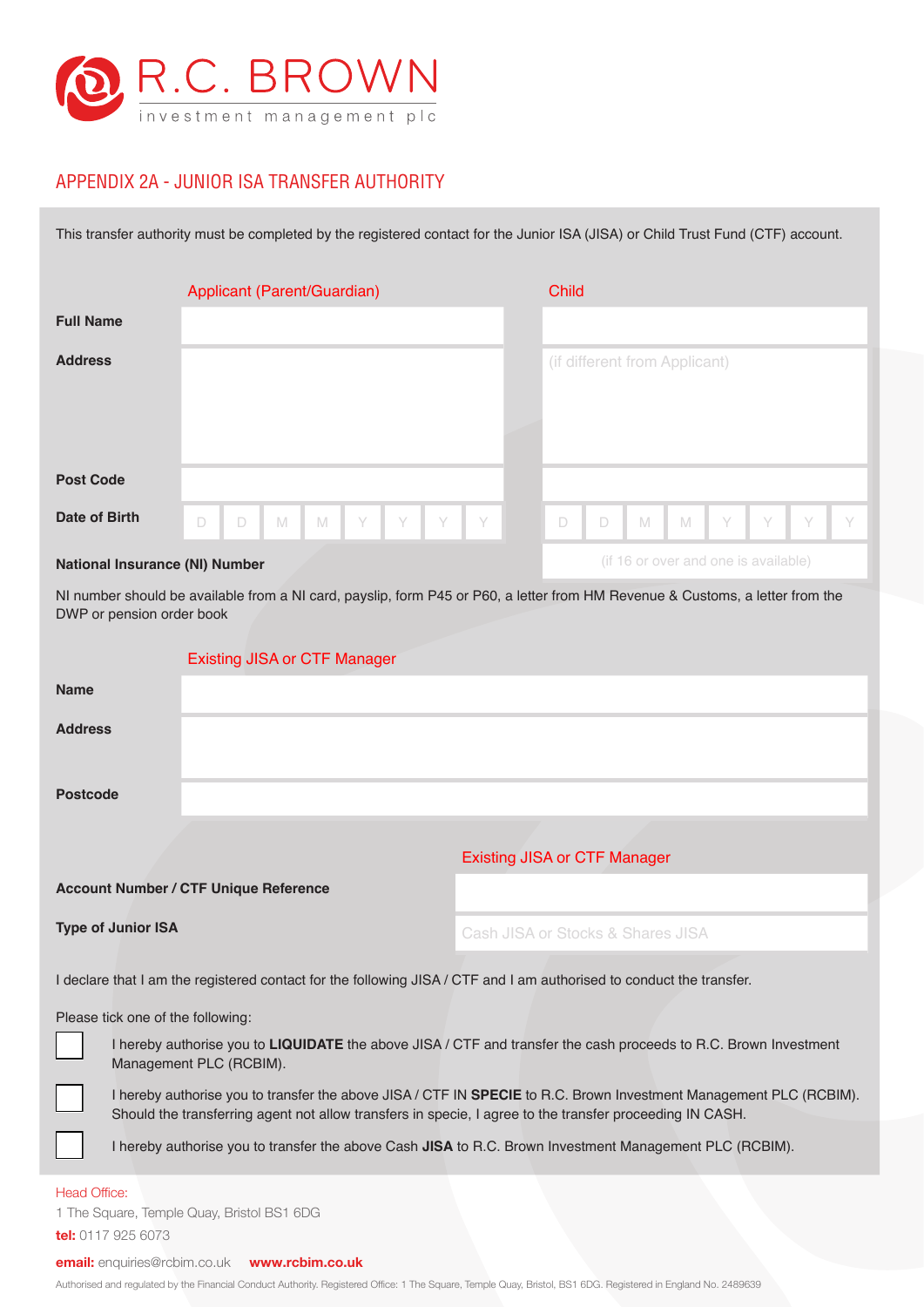R.C. BROWN
investment management plc

# APPENDIX 2A - JUNIOR ISA TRANSFER AUTHORITY

This transfer authority must be completed by the registered contact for the Junior ISA (JISA) or Child Trust Fund (CTF) account.

| | Applicant (Parent/Guardian) | Child |
|---|---|---|
| **Full Name** | | |
| **Address** | | (if different from Applicant) |
| **Post Code** | | |
| **Date of Birth** | D D M M Y Y Y Y | D D M M Y Y Y Y |
| **National Insurance (NI) Number** | | (if 16 or over and one is available) |

NI number should be available from a NI card, payslip, form P45 or P60, a letter from HM Revenue & Customs, a letter from the DWP or pension order book

| | Existing JISA or CTF Manager |
|---|---|
| **Name** | |
| **Address** | |
| **Postcode** | |

| | Existing JISA or CTF Manager |
|---|---|
| **Account Number / CTF Unique Reference** | |
| **Type of Junior ISA** | Cash JISA or Stocks & Shares JISA |

I declare that I am the registered contact for the following JISA / CTF and I am authorised to conduct the transfer.

Please tick one of the following:

- [ ] I hereby authorise you to **LIQUIDATE** the above JISA / CTF and transfer the cash proceeds to R.C. Brown Investment Management PLC (RCBIM).
- [ ] I hereby authorise you to transfer the above JISA / CTF IN **SPECIE** to R.C. Brown Investment Management PLC (RCBIM). Should the transferring agent not allow transfers in specie, I agree to the transfer proceeding IN CASH.
- [ ] I hereby authorise you to transfer the above Cash **JISA** to R.C. Brown Investment Management PLC (RCBIM).

Head Office:
1 The Square, Temple Quay, Bristol BS1 6DG
**tel:** 0117 925 6073

**email:** enquiries@rcbim.co.uk **www.rcbim.co.uk**

Authorised and regulated by the Financial Conduct Authority. Registered Office: 1 The Square, Temple Quay, Bristol, BS1 6DG. Registered in England No. 2489639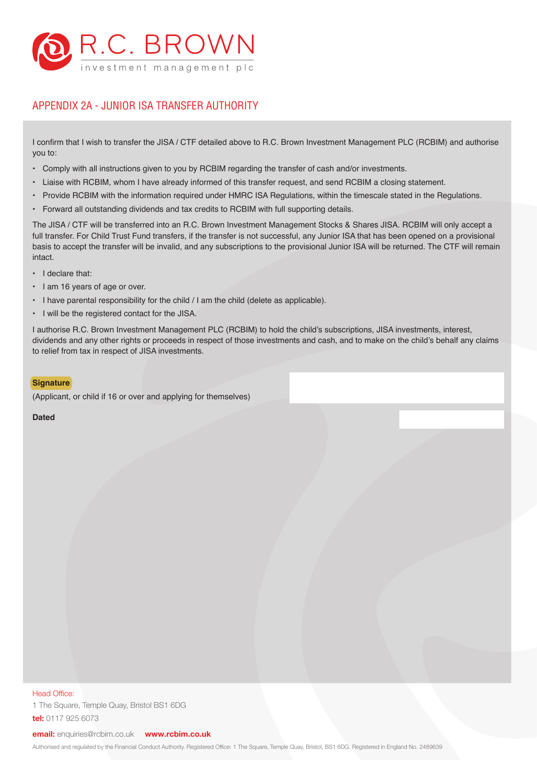R.C. BROWN
investment management plc

## APPENDIX 2A - JUNIOR ISA TRANSFER AUTHORITY

I confirm that I wish to transfer the JISA / CTF detailed above to R.C. Brown Investment Management PLC (RCBIM) and authorise you to:

- Comply with all instructions given to you by RCBIM regarding the transfer of cash and/or investments.
- Liaise with RCBIM, whom I have already informed of this transfer request, and send RCBIM a closing statement.
- Provide RCBIM with the information required under HMRC ISA Regulations, within the timescale stated in the Regulations.
- Forward all outstanding dividends and tax credits to RCBIM with full supporting details.

The JISA / CTF will be transferred into an R.C. Brown Investment Management Stocks & Shares JISA. RCBIM will only accept a full transfer. For Child Trust Fund transfers, if the transfer is not successful, any Junior ISA that has been opened on a provisional basis to accept the transfer will be invalid, and any subscriptions to the provisional Junior ISA will be returned. The CTF will remain intact.

- I declare that:
- I am 16 years of age or over.
- I have parental responsibility for the child / I am the child (delete as applicable).
- I will be the registered contact for the JISA.

I authorise R.C. Brown Investment Management PLC (RCBIM) to hold the child's subscriptions, JISA investments, interest, dividends and any other rights or proceeds in respect of those investments and cash, and to make on the child's behalf any claims to relief from tax in respect of JISA investments.

**Signature**

(Applicant, or child if 16 or over and applying for themselves)

**Dated**

Head Office:
1 The Square, Temple Quay, Bristol BS1 6DG
**tel:** 0117 925 6073

**email:** enquiries@rcbim.co.uk **www.rcbim.co.uk**

Authorised and regulated by the Financial Conduct Authority. Registered Office: 1 The Square, Temple Quay, Bristol, BS1 6DG. Registered in England No. 2489639